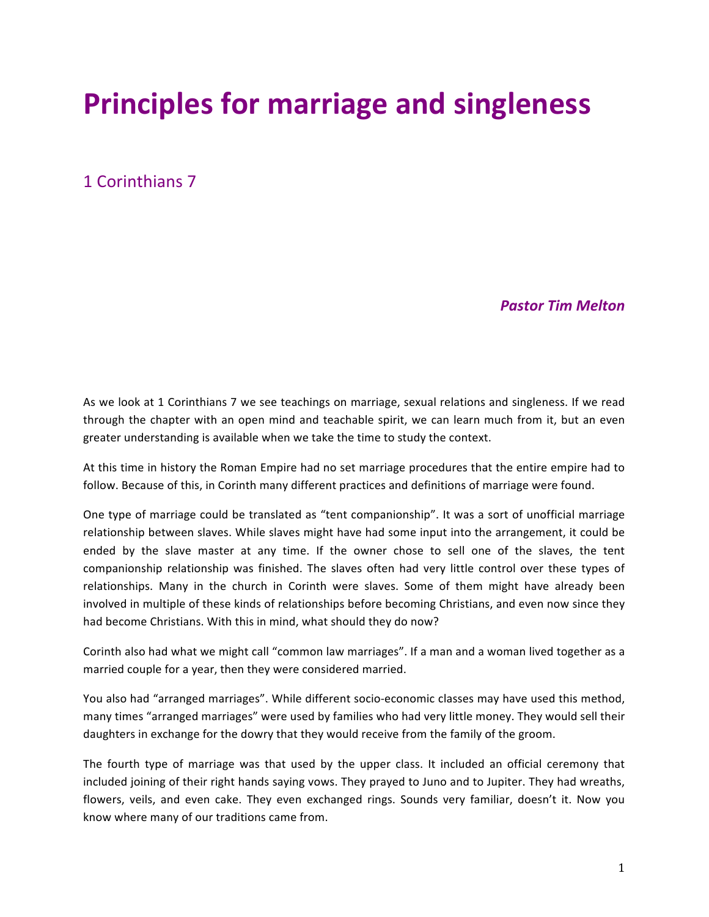# Principles for marriage and singleness

## 1 Corinthians 7

***Pastor Tim Melton***

As we look at 1 Corinthians 7 we see teachings on marriage, sexual relations and singleness. If we read through the chapter with an open mind and teachable spirit, we can learn much from it, but an even greater understanding is available when we take the time to study the context.

At this time in history the Roman Empire had no set marriage procedures that the entire empire had to follow. Because of this, in Corinth many different practices and definitions of marriage were found.

One type of marriage could be translated as "tent companionship". It was a sort of unofficial marriage relationship between slaves. While slaves might have had some input into the arrangement, it could be ended by the slave master at any time. If the owner chose to sell one of the slaves, the tent companionship relationship was finished. The slaves often had very little control over these types of relationships. Many in the church in Corinth were slaves. Some of them might have already been involved in multiple of these kinds of relationships before becoming Christians, and even now since they had become Christians. With this in mind, what should they do now?

Corinth also had what we might call "common law marriages". If a man and a woman lived together as a married couple for a year, then they were considered married.

You also had "arranged marriages". While different socio-economic classes may have used this method, many times "arranged marriages" were used by families who had very little money. They would sell their daughters in exchange for the dowry that they would receive from the family of the groom.

The fourth type of marriage was that used by the upper class. It included an official ceremony that included joining of their right hands saying vows. They prayed to Juno and to Jupiter. They had wreaths, flowers, veils, and even cake. They even exchanged rings. Sounds very familiar, doesn't it. Now you know where many of our traditions came from.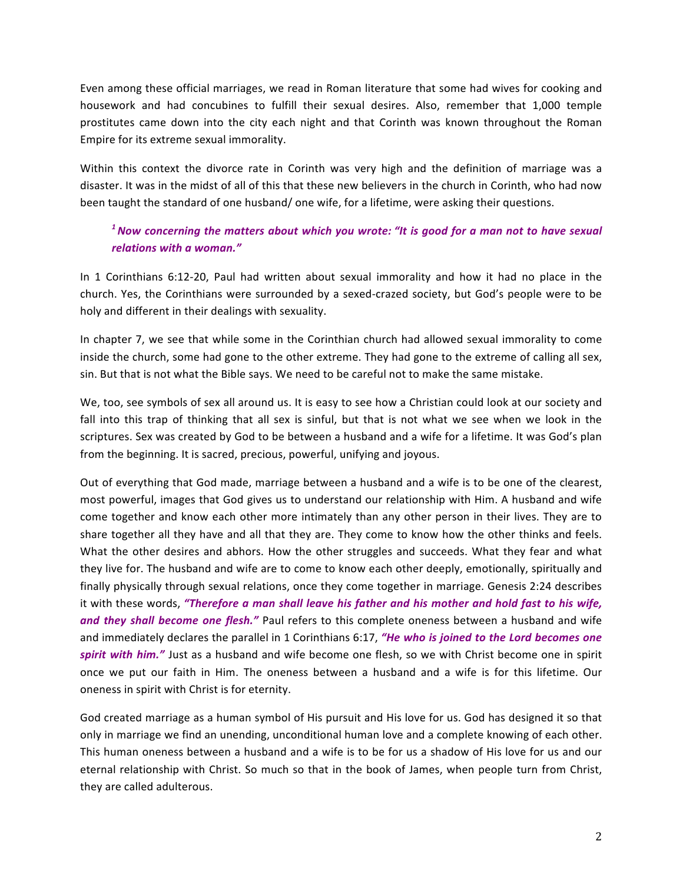Even among these official marriages, we read in Roman literature that some had wives for cooking and housework and had concubines to fulfill their sexual desires. Also, remember that 1,000 temple prostitutes came down into the city each night and that Corinth was known throughout the Roman Empire for its extreme sexual immorality.

Within this context the divorce rate in Corinth was very high and the definition of marriage was a disaster. It was in the midst of all of this that these new believers in the church in Corinth, who had now been taught the standard of one husband/ one wife, for a lifetime, were asking their questions.

> ***[1] Now concerning the matters about which you wrote: "It is good for a man not to have sexual relations with a woman."***

In 1 Corinthians 6:12-20, Paul had written about sexual immorality and how it had no place in the church. Yes, the Corinthians were surrounded by a sexed-crazed society, but God's people were to be holy and different in their dealings with sexuality.

In chapter 7, we see that while some in the Corinthian church had allowed sexual immorality to come inside the church, some had gone to the other extreme. They had gone to the extreme of calling all sex, sin. But that is not what the Bible says. We need to be careful not to make the same mistake.

We, too, see symbols of sex all around us. It is easy to see how a Christian could look at our society and fall into this trap of thinking that all sex is sinful, but that is not what we see when we look in the scriptures. Sex was created by God to be between a husband and a wife for a lifetime. It was God's plan from the beginning. It is sacred, precious, powerful, unifying and joyous.

Out of everything that God made, marriage between a husband and a wife is to be one of the clearest, most powerful, images that God gives us to understand our relationship with Him. A husband and wife come together and know each other more intimately than any other person in their lives. They are to share together all they have and all that they are. They come to know how the other thinks and feels. What the other desires and abhors. How the other struggles and succeeds. What they fear and what they live for. The husband and wife are to come to know each other deeply, emotionally, spiritually and finally physically through sexual relations, once they come together in marriage. Genesis 2:24 describes it with these words, ***"Therefore a man shall leave his father and his mother and hold fast to his wife, and they shall become one flesh."*** Paul refers to this complete oneness between a husband and wife and immediately declares the parallel in 1 Corinthians 6:17, ***"He who is joined to the Lord becomes one spirit with him."*** Just as a husband and wife become one flesh, so we with Christ become one in spirit once we put our faith in Him. The oneness between a husband and a wife is for this lifetime. Our oneness in spirit with Christ is for eternity.

God created marriage as a human symbol of His pursuit and His love for us. God has designed it so that only in marriage we find an unending, unconditional human love and a complete knowing of each other. This human oneness between a husband and a wife is to be for us a shadow of His love for us and our eternal relationship with Christ. So much so that in the book of James, when people turn from Christ, they are called adulterous.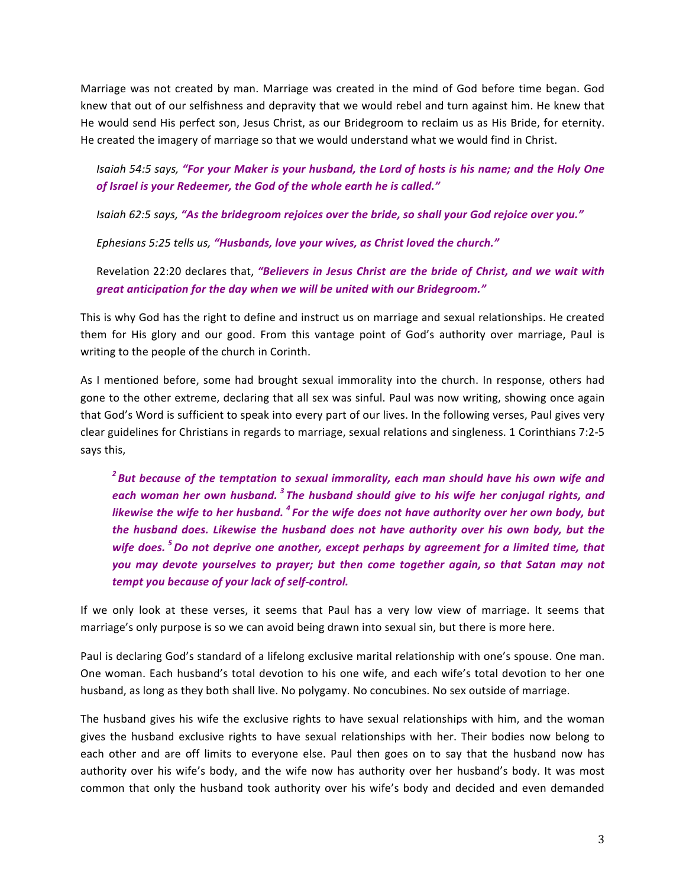Marriage was not created by man. Marriage was created in the mind of God before time began. God knew that out of our selfishness and depravity that we would rebel and turn against him. He knew that He would send His perfect son, Jesus Christ, as our Bridegroom to reclaim us as His Bride, for eternity. He created the imagery of marriage so that we would understand what we would find in Christ.

> *Isaiah 54:5 says,* ***"For your Maker is your husband, the Lord of hosts is his name; and the Holy One of Israel is your Redeemer, the God of the whole earth he is called."***
>
> *Isaiah 62:5 says,* ***"As the bridegroom rejoices over the bride, so shall your God rejoice over you."***
>
> *Ephesians 5:25 tells us,* ***"Husbands, love your wives, as Christ loved the church."***
>
> Revelation 22:20 declares that, ***"Believers in Jesus Christ are the bride of Christ, and we wait with great anticipation for the day when we will be united with our Bridegroom."***

This is why God has the right to define and instruct us on marriage and sexual relationships. He created them for His glory and our good. From this vantage point of God's authority over marriage, Paul is writing to the people of the church in Corinth.

As I mentioned before, some had brought sexual immorality into the church. In response, others had gone to the other extreme, declaring that all sex was sinful. Paul was now writing, showing once again that God's Word is sufficient to speak into every part of our lives. In the following verses, Paul gives very clear guidelines for Christians in regards to marriage, sexual relations and singleness. 1 Corinthians 7:2-5 says this,

> ***[2] But because of the temptation to sexual immorality, each man should have his own wife and each woman her own husband. [3] The husband should give to his wife her conjugal rights, and likewise the wife to her husband. [4] For the wife does not have authority over her own body, but the husband does. Likewise the husband does not have authority over his own body, but the wife does. [5] Do not deprive one another, except perhaps by agreement for a limited time, that you may devote yourselves to prayer; but then come together again, so that Satan may not tempt you because of your lack of self-control.***

If we only look at these verses, it seems that Paul has a very low view of marriage. It seems that marriage's only purpose is so we can avoid being drawn into sexual sin, but there is more here.

Paul is declaring God's standard of a lifelong exclusive marital relationship with one's spouse. One man. One woman. Each husband's total devotion to his one wife, and each wife's total devotion to her one husband, as long as they both shall live. No polygamy. No concubines. No sex outside of marriage.

The husband gives his wife the exclusive rights to have sexual relationships with him, and the woman gives the husband exclusive rights to have sexual relationships with her. Their bodies now belong to each other and are off limits to everyone else. Paul then goes on to say that the husband now has authority over his wife's body, and the wife now has authority over her husband's body. It was most common that only the husband took authority over his wife's body and decided and even demanded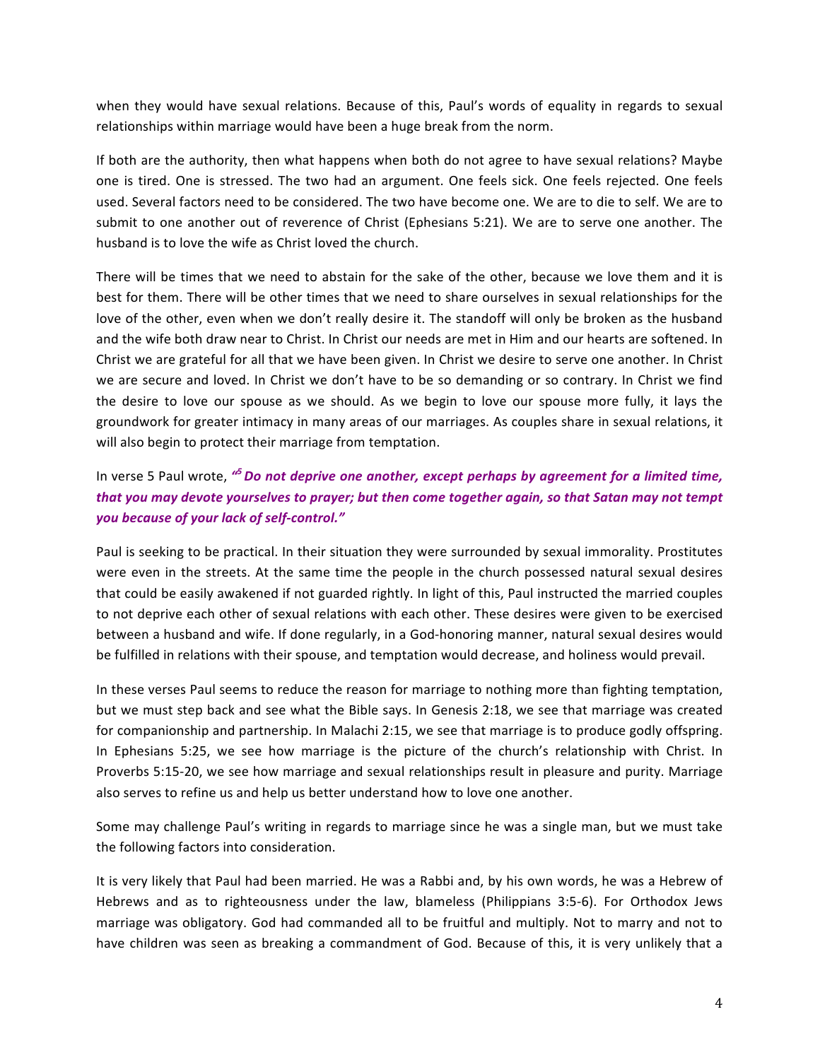when they would have sexual relations. Because of this, Paul's words of equality in regards to sexual relationships within marriage would have been a huge break from the norm.

If both are the authority, then what happens when both do not agree to have sexual relations? Maybe one is tired. One is stressed. The two had an argument. One feels sick. One feels rejected. One feels used. Several factors need to be considered. The two have become one. We are to die to self. We are to submit to one another out of reverence of Christ (Ephesians 5:21). We are to serve one another. The husband is to love the wife as Christ loved the church.

There will be times that we need to abstain for the sake of the other, because we love them and it is best for them. There will be other times that we need to share ourselves in sexual relationships for the love of the other, even when we don't really desire it. The standoff will only be broken as the husband and the wife both draw near to Christ. In Christ our needs are met in Him and our hearts are softened. In Christ we are grateful for all that we have been given. In Christ we desire to serve one another. In Christ we are secure and loved. In Christ we don't have to be so demanding or so contrary. In Christ we find the desire to love our spouse as we should. As we begin to love our spouse more fully, it lays the groundwork for greater intimacy in many areas of our marriages. As couples share in sexual relations, it will also begin to protect their marriage from temptation.

In verse 5 Paul wrote, ***"[5] Do not deprive one another, except perhaps by agreement for a limited time, that you may devote yourselves to prayer; but then come together again, so that Satan may not tempt you because of your lack of self-control."***

Paul is seeking to be practical. In their situation they were surrounded by sexual immorality. Prostitutes were even in the streets. At the same time the people in the church possessed natural sexual desires that could be easily awakened if not guarded rightly. In light of this, Paul instructed the married couples to not deprive each other of sexual relations with each other. These desires were given to be exercised between a husband and wife. If done regularly, in a God-honoring manner, natural sexual desires would be fulfilled in relations with their spouse, and temptation would decrease, and holiness would prevail.

In these verses Paul seems to reduce the reason for marriage to nothing more than fighting temptation, but we must step back and see what the Bible says. In Genesis 2:18, we see that marriage was created for companionship and partnership. In Malachi 2:15, we see that marriage is to produce godly offspring. In Ephesians 5:25, we see how marriage is the picture of the church's relationship with Christ. In Proverbs 5:15-20, we see how marriage and sexual relationships result in pleasure and purity. Marriage also serves to refine us and help us better understand how to love one another.

Some may challenge Paul's writing in regards to marriage since he was a single man, but we must take the following factors into consideration.

It is very likely that Paul had been married. He was a Rabbi and, by his own words, he was a Hebrew of Hebrews and as to righteousness under the law, blameless (Philippians 3:5-6). For Orthodox Jews marriage was obligatory. God had commanded all to be fruitful and multiply. Not to marry and not to have children was seen as breaking a commandment of God. Because of this, it is very unlikely that a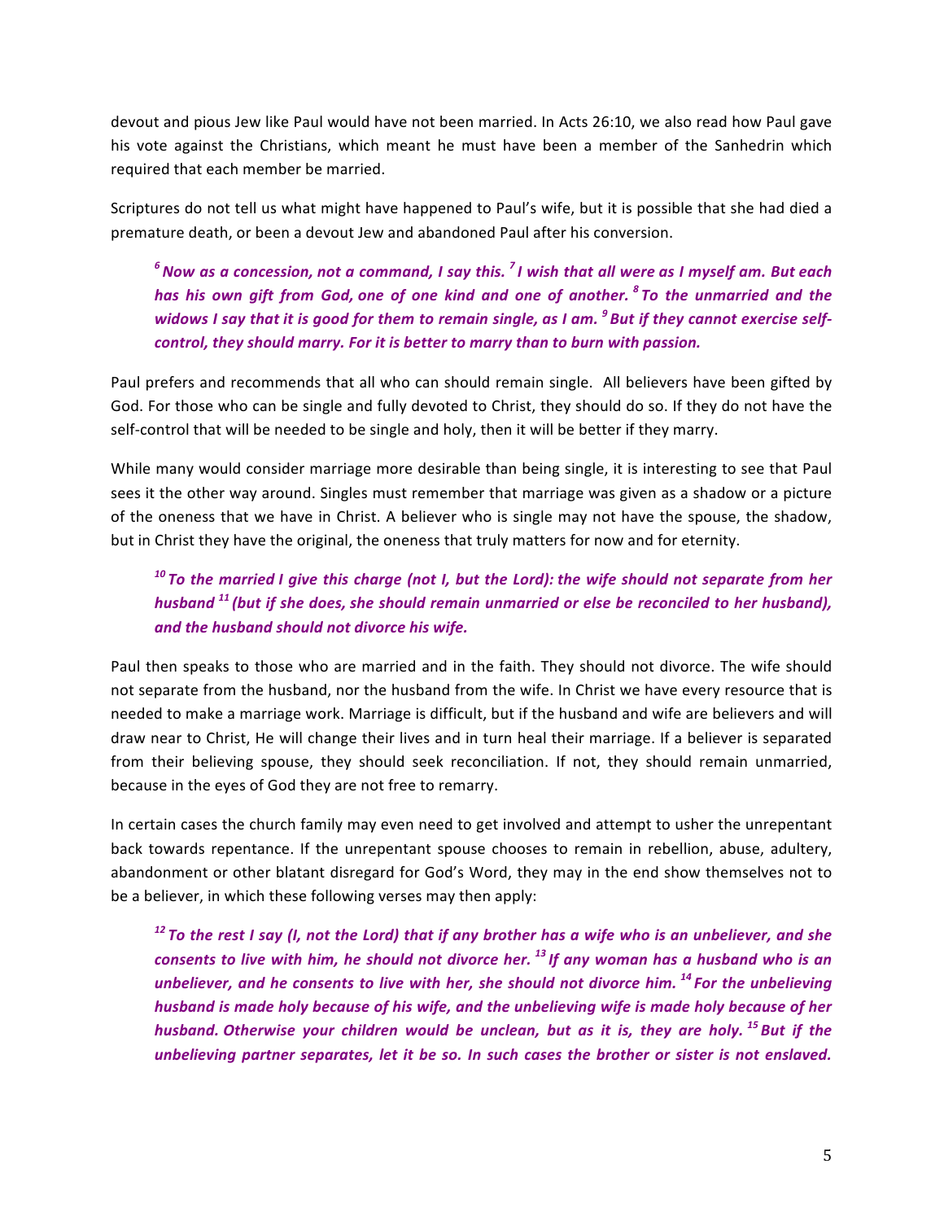devout and pious Jew like Paul would have not been married. In Acts 26:10, we also read how Paul gave his vote against the Christians, which meant he must have been a member of the Sanhedrin which required that each member be married.

Scriptures do not tell us what might have happened to Paul's wife, but it is possible that she had died a premature death, or been a devout Jew and abandoned Paul after his conversion.

> ***[6] Now as a concession, not a command, I say this. [7] I wish that all were as I myself am. But each has his own gift from God, one of one kind and one of another. [8] To the unmarried and the widows I say that it is good for them to remain single, as I am. [9] But if they cannot exercise self-control, they should marry. For it is better to marry than to burn with passion.***

Paul prefers and recommends that all who can should remain single. All believers have been gifted by God. For those who can be single and fully devoted to Christ, they should do so. If they do not have the self-control that will be needed to be single and holy, then it will be better if they marry.

While many would consider marriage more desirable than being single, it is interesting to see that Paul sees it the other way around. Singles must remember that marriage was given as a shadow or a picture of the oneness that we have in Christ. A believer who is single may not have the spouse, the shadow, but in Christ they have the original, the oneness that truly matters for now and for eternity.

> ***[10] To the married I give this charge (not I, but the Lord): the wife should not separate from her husband [11] (but if she does, she should remain unmarried or else be reconciled to her husband), and the husband should not divorce his wife.***

Paul then speaks to those who are married and in the faith. They should not divorce. The wife should not separate from the husband, nor the husband from the wife. In Christ we have every resource that is needed to make a marriage work. Marriage is difficult, but if the husband and wife are believers and will draw near to Christ, He will change their lives and in turn heal their marriage. If a believer is separated from their believing spouse, they should seek reconciliation. If not, they should remain unmarried, because in the eyes of God they are not free to remarry.

In certain cases the church family may even need to get involved and attempt to usher the unrepentant back towards repentance. If the unrepentant spouse chooses to remain in rebellion, abuse, adultery, abandonment or other blatant disregard for God's Word, they may in the end show themselves not to be a believer, in which these following verses may then apply:

> ***[12] To the rest I say (I, not the Lord) that if any brother has a wife who is an unbeliever, and she consents to live with him, he should not divorce her. [13] If any woman has a husband who is an unbeliever, and he consents to live with her, she should not divorce him. [14] For the unbelieving husband is made holy because of his wife, and the unbelieving wife is made holy because of her husband. Otherwise your children would be unclean, but as it is, they are holy. [15] But if the unbelieving partner separates, let it be so. In such cases the brother or sister is not enslaved.***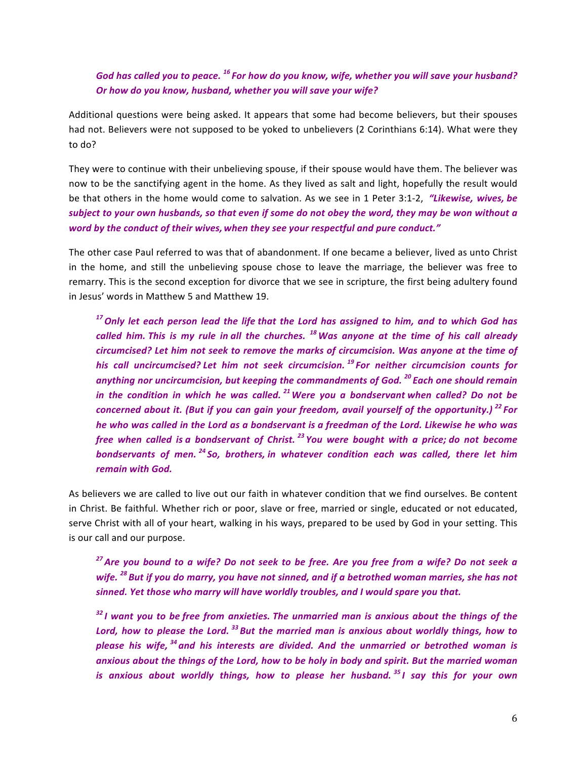***God has called you to peace. [16] For how do you know, wife, whether you will save your husband? Or how do you know, husband, whether you will save your wife?***

Additional questions were being asked. It appears that some had become believers, but their spouses had not. Believers were not supposed to be yoked to unbelievers (2 Corinthians 6:14). What were they to do?

They were to continue with their unbelieving spouse, if their spouse would have them. The believer was now to be the sanctifying agent in the home. As they lived as salt and light, hopefully the result would be that others in the home would come to salvation. As we see in 1 Peter 3:1-2, ***"Likewise, wives, be subject to your own husbands, so that even if some do not obey the word, they may be won without a word by the conduct of their wives, when they see your respectful and pure conduct."***

The other case Paul referred to was that of abandonment. If one became a believer, lived as unto Christ in the home, and still the unbelieving spouse chose to leave the marriage, the believer was free to remarry. This is the second exception for divorce that we see in scripture, the first being adultery found in Jesus' words in Matthew 5 and Matthew 19.

***[17] Only let each person lead the life that the Lord has assigned to him, and to which God has called him. This is my rule in all the churches. [18] Was anyone at the time of his call already circumcised? Let him not seek to remove the marks of circumcision. Was anyone at the time of his call uncircumcised? Let him not seek circumcision. [19] For neither circumcision counts for anything nor uncircumcision, but keeping the commandments of God. [20] Each one should remain in the condition in which he was called. [21] Were you a bondservant when called? Do not be concerned about it. (But if you can gain your freedom, avail yourself of the opportunity.) [22] For he who was called in the Lord as a bondservant is a freedman of the Lord. Likewise he who was free when called is a bondservant of Christ. [23] You were bought with a price; do not become bondservants of men. [24] So, brothers, in whatever condition each was called, there let him remain with God.***

As believers we are called to live out our faith in whatever condition that we find ourselves. Be content in Christ. Be faithful. Whether rich or poor, slave or free, married or single, educated or not educated, serve Christ with all of your heart, walking in his ways, prepared to be used by God in your setting. This is our call and our purpose.

***[27] Are you bound to a wife? Do not seek to be free. Are you free from a wife? Do not seek a wife. [28] But if you do marry, you have not sinned, and if a betrothed woman marries, she has not sinned. Yet those who marry will have worldly troubles, and I would spare you that.***

***[32] I want you to be free from anxieties. The unmarried man is anxious about the things of the Lord, how to please the Lord. [33] But the married man is anxious about worldly things, how to please his wife, [34] and his interests are divided. And the unmarried or betrothed woman is anxious about the things of the Lord, how to be holy in body and spirit. But the married woman is anxious about worldly things, how to please her husband. [35] I say this for your own***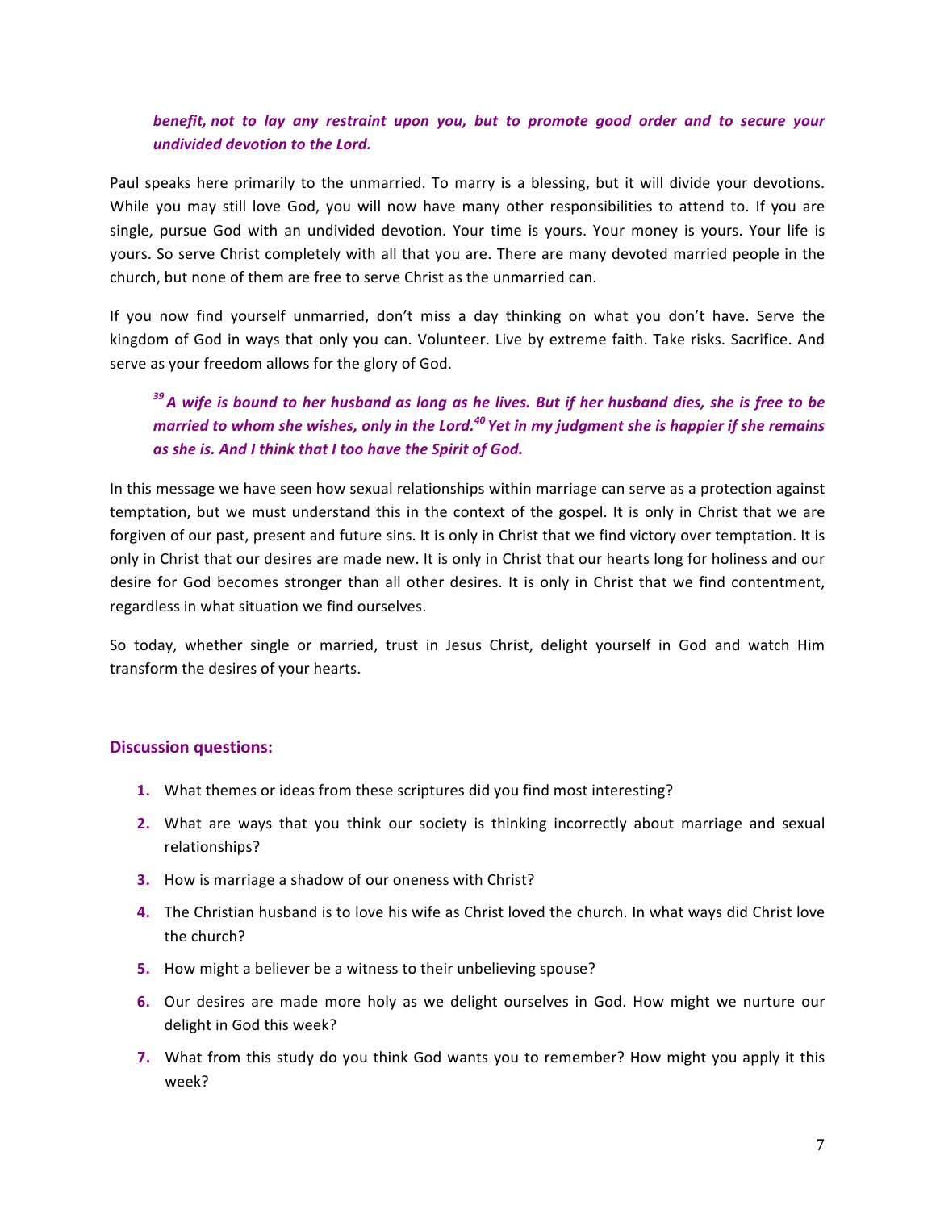***benefit, not to lay any restraint upon you, but to promote good order and to secure your undivided devotion to the Lord.***

Paul speaks here primarily to the unmarried. To marry is a blessing, but it will divide your devotions. While you may still love God, you will now have many other responsibilities to attend to. If you are single, pursue God with an undivided devotion. Your time is yours. Your money is yours. Your life is yours. So serve Christ completely with all that you are. There are many devoted married people in the church, but none of them are free to serve Christ as the unmarried can.

If you now find yourself unmarried, don't miss a day thinking on what you don't have. Serve the kingdom of God in ways that only you can. Volunteer. Live by extreme faith. Take risks. Sacrifice. And serve as your freedom allows for the glory of God.

***[39] A wife is bound to her husband as long as he lives. But if her husband dies, she is free to be married to whom she wishes, only in the Lord.[40] Yet in my judgment she is happier if she remains as she is. And I think that I too have the Spirit of God.***

In this message we have seen how sexual relationships within marriage can serve as a protection against temptation, but we must understand this in the context of the gospel. It is only in Christ that we are forgiven of our past, present and future sins. It is only in Christ that we find victory over temptation. It is only in Christ that our desires are made new. It is only in Christ that our hearts long for holiness and our desire for God becomes stronger than all other desires. It is only in Christ that we find contentment, regardless in what situation we find ourselves.

So today, whether single or married, trust in Jesus Christ, delight yourself in God and watch Him transform the desires of your hearts.

### Discussion questions:

1. What themes or ideas from these scriptures did you find most interesting?
2. What are ways that you think our society is thinking incorrectly about marriage and sexual relationships?
3. How is marriage a shadow of our oneness with Christ?
4. The Christian husband is to love his wife as Christ loved the church. In what ways did Christ love the church?
5. How might a believer be a witness to their unbelieving spouse?
6. Our desires are made more holy as we delight ourselves in God. How might we nurture our delight in God this week?
7. What from this study do you think God wants you to remember? How might you apply it this week?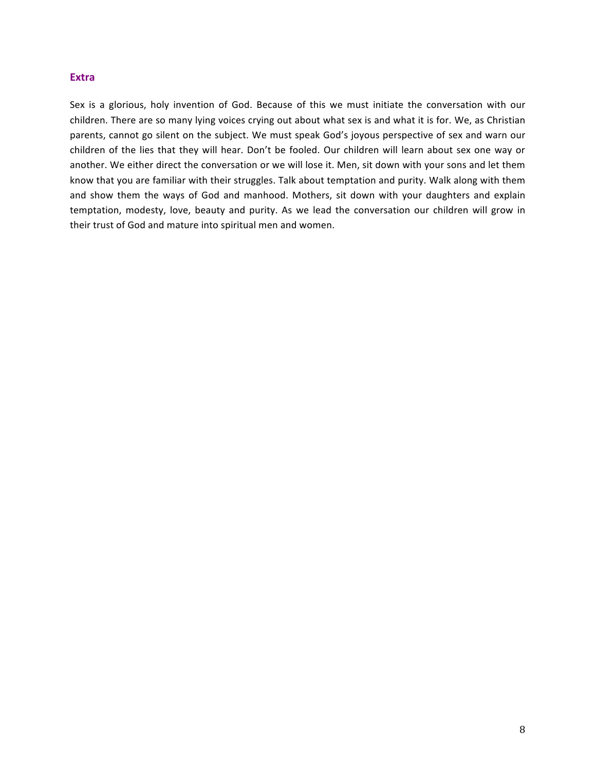### Extra

Sex is a glorious, holy invention of God. Because of this we must initiate the conversation with our children. There are so many lying voices crying out about what sex is and what it is for. We, as Christian parents, cannot go silent on the subject. We must speak God's joyous perspective of sex and warn our children of the lies that they will hear. Don't be fooled. Our children will learn about sex one way or another. We either direct the conversation or we will lose it. Men, sit down with your sons and let them know that you are familiar with their struggles. Talk about temptation and purity. Walk along with them and show them the ways of God and manhood. Mothers, sit down with your daughters and explain temptation, modesty, love, beauty and purity. As we lead the conversation our children will grow in their trust of God and mature into spiritual men and women.